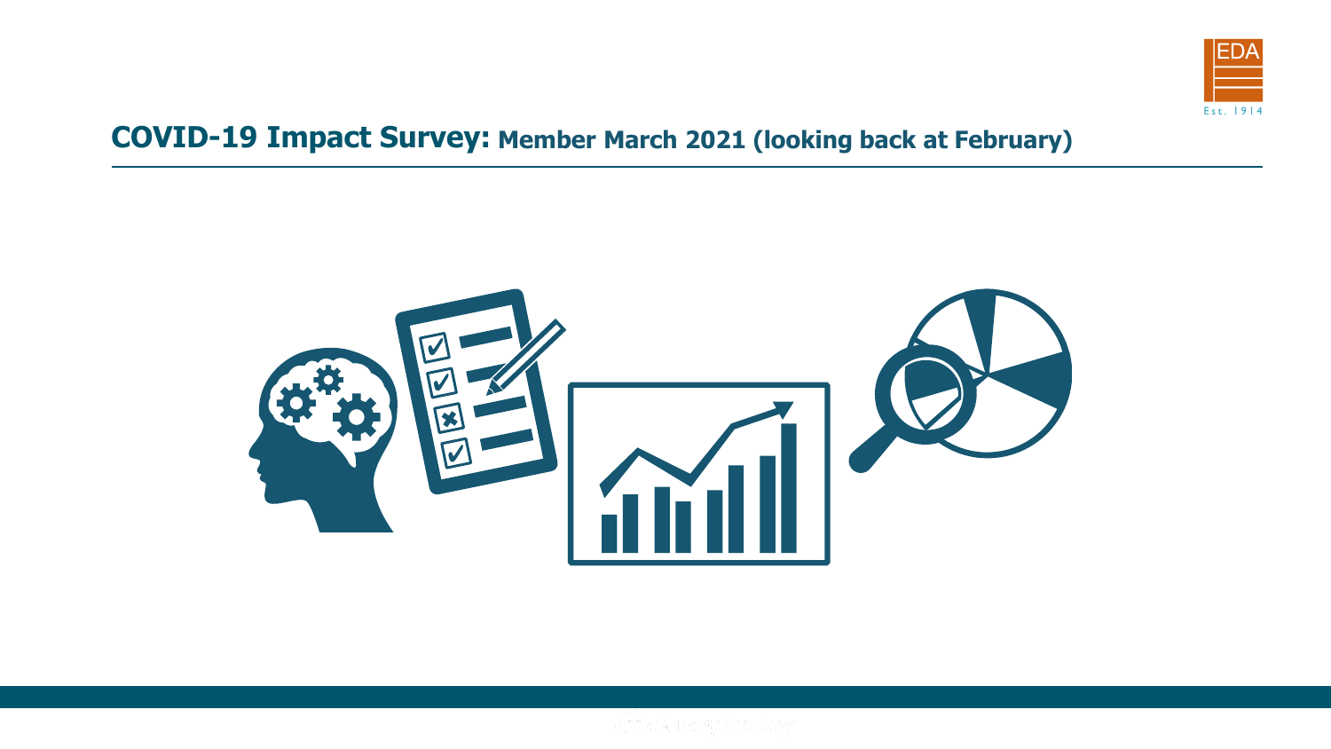# COVID-19 Impact Survey: Member March 2021 (looking back at February)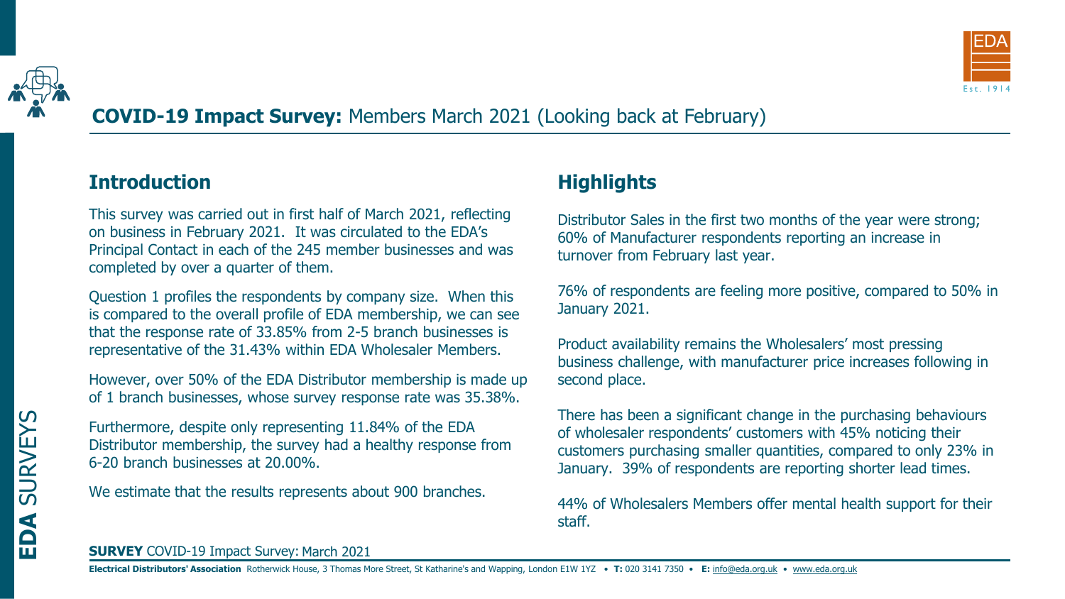# **COVID-19 Impact Survey:** Members March 2021 (Looking back at February)

## Introduction

This survey was carried out in first half of March 2021, reflecting on business in February 2021. It was circulated to the EDA's Principal Contact in each of the 245 member businesses and was completed by over a quarter of them.

Question 1 profiles the respondents by company size. When this is compared to the overall profile of EDA membership, we can see that the response rate of 33.85% from 2-5 branch businesses is representative of the 31.43% within EDA Wholesaler Members.

However, over 50% of the EDA Distributor membership is made up of 1 branch businesses, whose survey response rate was 35.38%.

Furthermore, despite only representing 11.84% of the EDA Distributor membership, the survey had a healthy response from 6-20 branch businesses at 20.00%.

We estimate that the results represents about 900 branches.

## Highlights

Distributor Sales in the first two months of the year were strong; 60% of Manufacturer respondents reporting an increase in turnover from February last year.

76% of respondents are feeling more positive, compared to 50% in January 2021.

Product availability remains the Wholesalers' most pressing business challenge, with manufacturer price increases following in second place.

There has been a significant change in the purchasing behaviours of wholesaler respondents' customers with 45% noticing their customers purchasing smaller quantities, compared to only 23% in January. 39% of respondents are reporting shorter lead times.

44% of Wholesalers Members offer mental health support for their staff.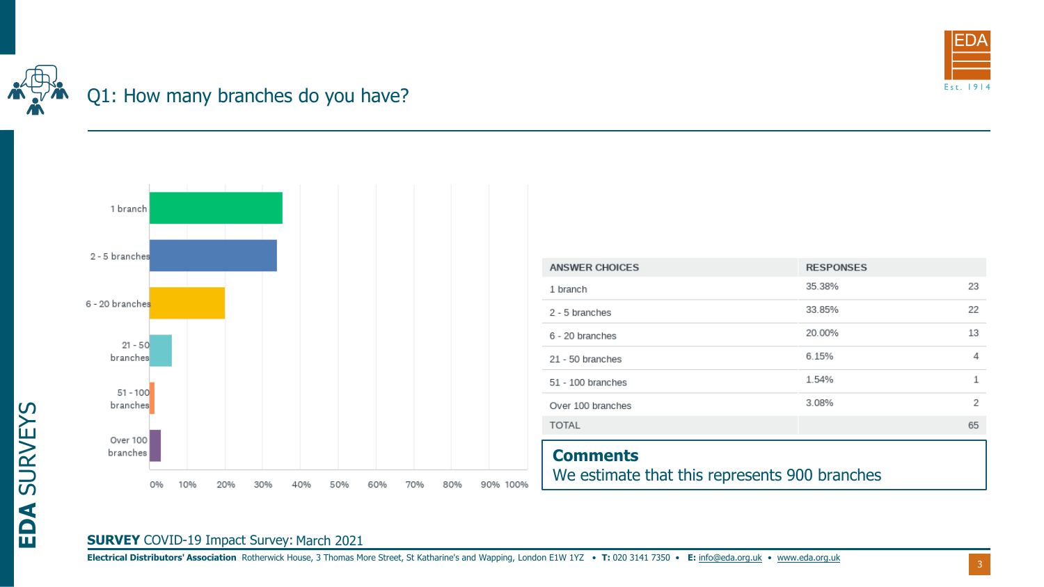## Q1: How many branches do you have?

| ANSWER CHOICES | RESPONSES | |
|---|---|---|
| 1 branch | 35.38% | 23 |
| 2 - 5 branches | 33.85% | 22 |
| 6 - 20 branches | 20.00% | 13 |
| 21 - 50 branches | 6.15% | 4 |
| 51 - 100 branches | 1.54% | 1 |
| Over 100 branches | 3.08% | 2 |
| TOTAL | | 65 |

**Comments**

We estimate that this represents 900 branches

**SURVEY** COVID-19 Impact Survey: March 2021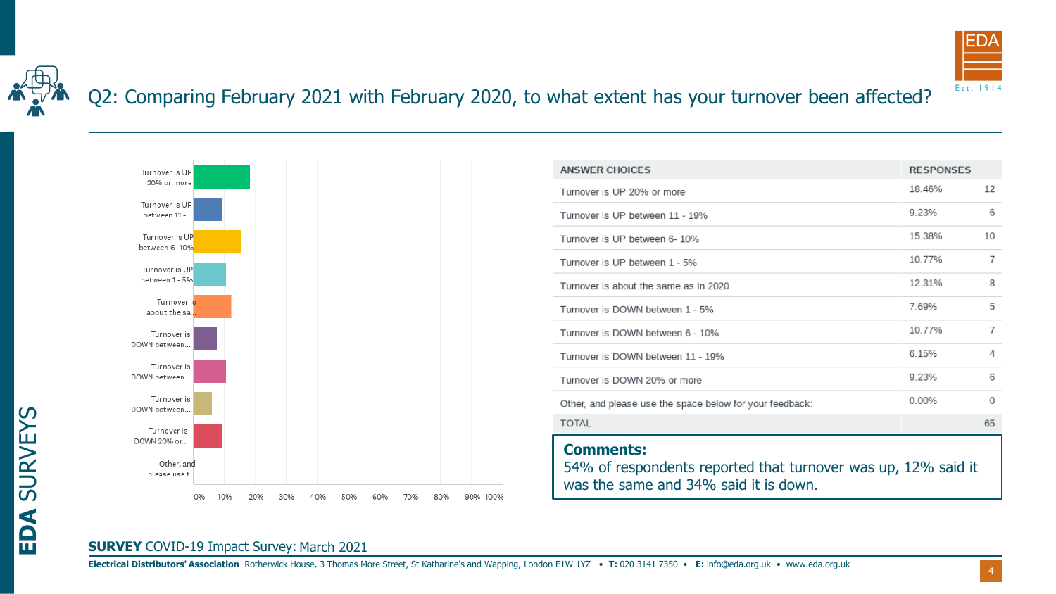## Q2: Comparing February 2021 with February 2020, to what extent has your turnover been affected?

| ANSWER CHOICES | RESPONSES | |
|---|---|---|
| Turnover is UP 20% or more | 18.46% | 12 |
| Turnover is UP between 11 - 19% | 9.23% | 6 |
| Turnover is UP between 6- 10% | 15.38% | 10 |
| Turnover is UP between 1 - 5% | 10.77% | 7 |
| Turnover is about the same as in 2020 | 12.31% | 8 |
| Turnover is DOWN between 1 - 5% | 7.69% | 5 |
| Turnover is DOWN between 6 - 10% | 10.77% | 7 |
| Turnover is DOWN between 11 - 19% | 6.15% | 4 |
| Turnover is DOWN 20% or more | 9.23% | 6 |
| Other, and please use the space below for your feedback: | 0.00% | 0 |
| TOTAL | | 65 |

**Comments:**
54% of respondents reported that turnover was up, 12% said it was the same and 34% said it is down.

**SURVEY** COVID-19 Impact Survey: March 2021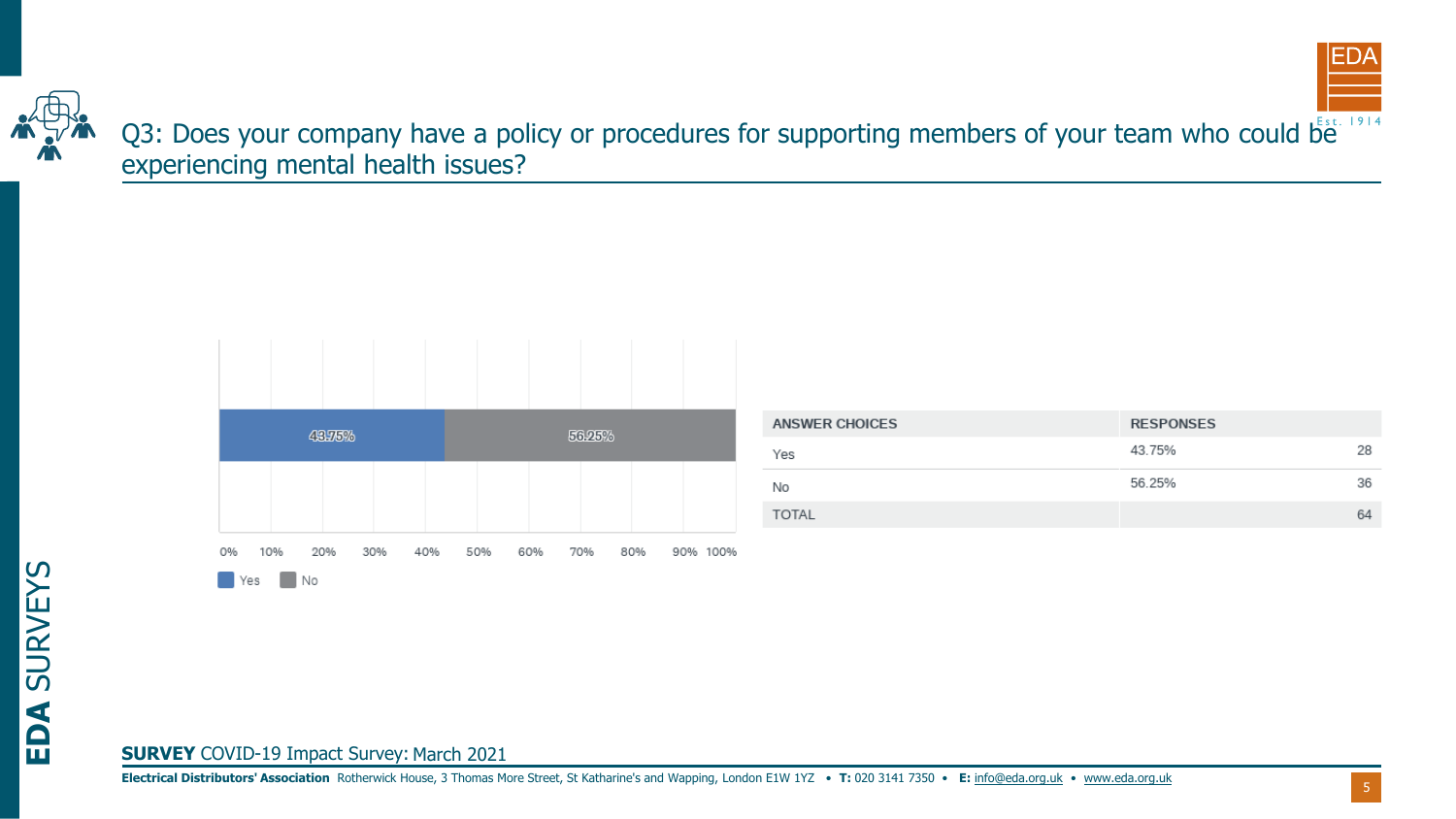# Q3: Does your company have a policy or procedures for supporting members of your team who could be experiencing mental health issues?

| ANSWER CHOICES | RESPONSES | |
|---|---|---|
| Yes | 43.75% | 28 |
| No | 56.25% | 36 |
| TOTAL | | 64 |

**SURVEY** COVID-19 Impact Survey: March 2021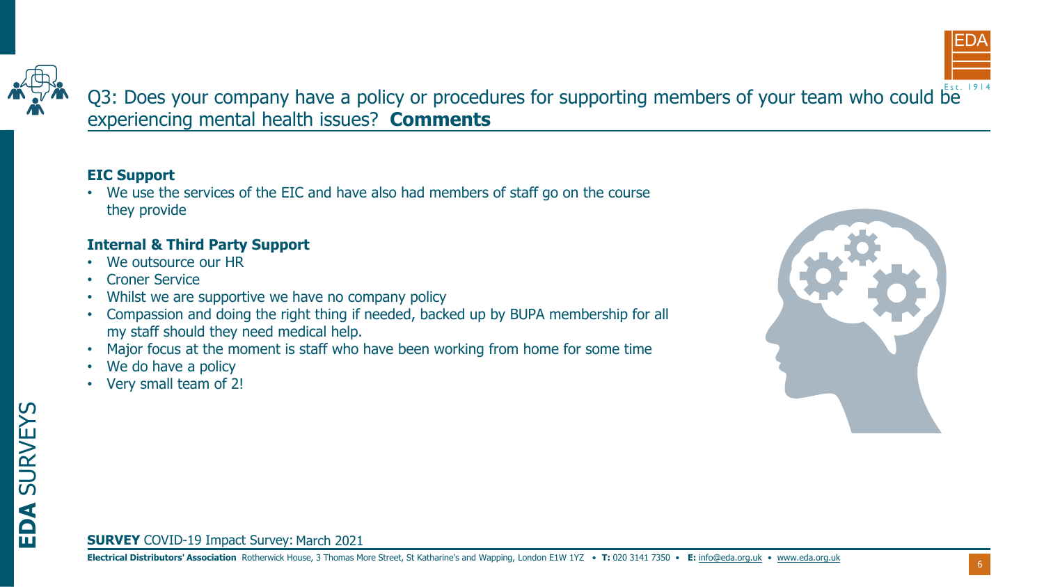# Q3: Does your company have a policy or procedures for supporting members of your team who could be experiencing mental health issues? **Comments**

**EIC Support**

- We use the services of the EIC and have also had members of staff go on the course they provide

**Internal & Third Party Support**

- We outsource our HR
- Croner Service
- Whilst we are supportive we have no company policy
- Compassion and doing the right thing if needed, backed up by BUPA membership for all my staff should they need medical help.
- Major focus at the moment is staff who have been working from home for some time
- We do have a policy
- Very small team of 2!

**SURVEY** COVID-19 Impact Survey: March 2021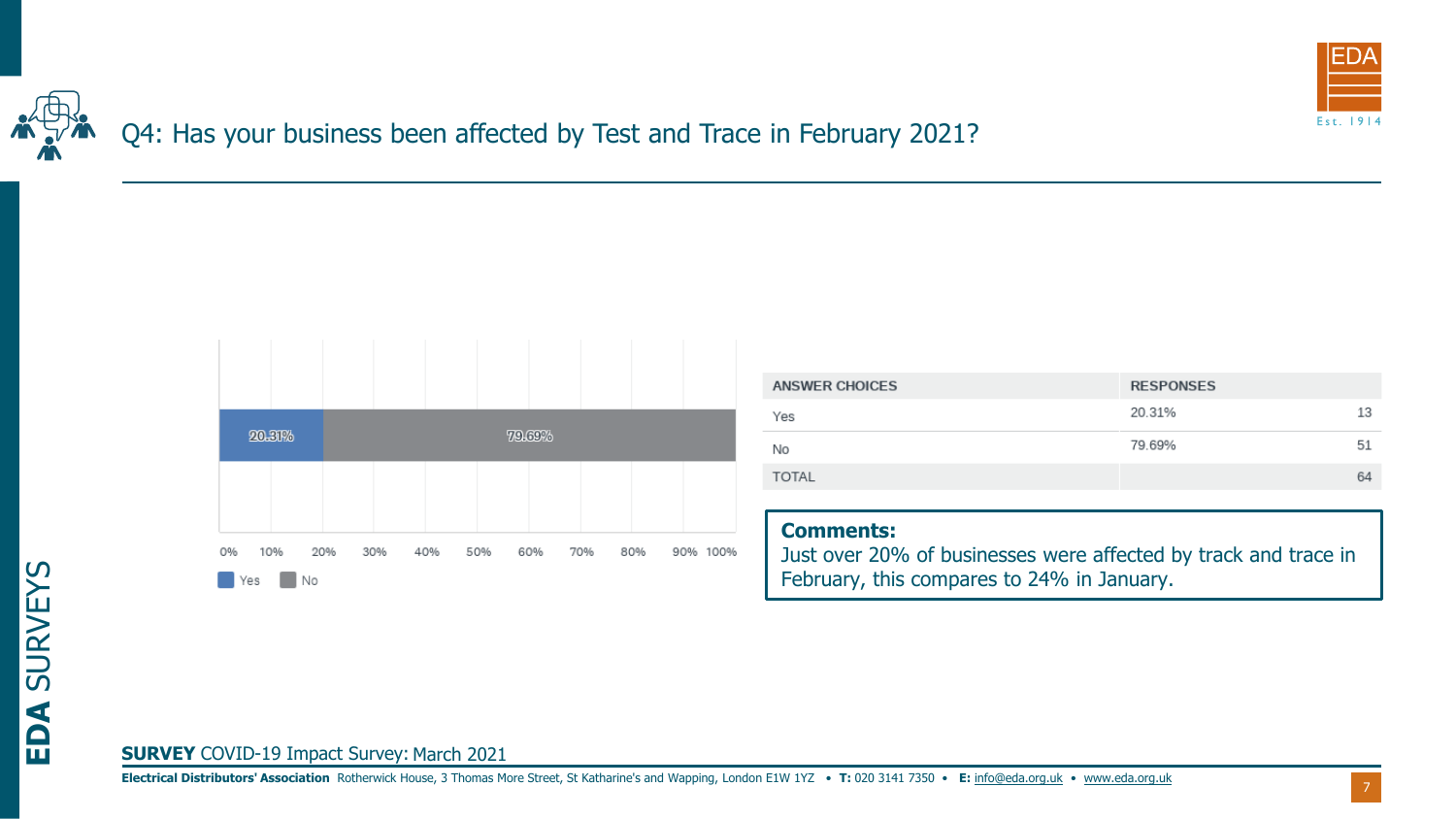## Q4: Has your business been affected by Test and Trace in February 2021?

Yes: 20.31%
No: 79.69%

| ANSWER CHOICES | RESPONSES | |
|---|---|---|
| Yes | 20.31% | 13 |
| No | 79.69% | 51 |
| TOTAL | | 64 |

**Comments:**
Just over 20% of businesses were affected by track and trace in February, this compares to 24% in January.

**SURVEY** COVID-19 Impact Survey: March 2021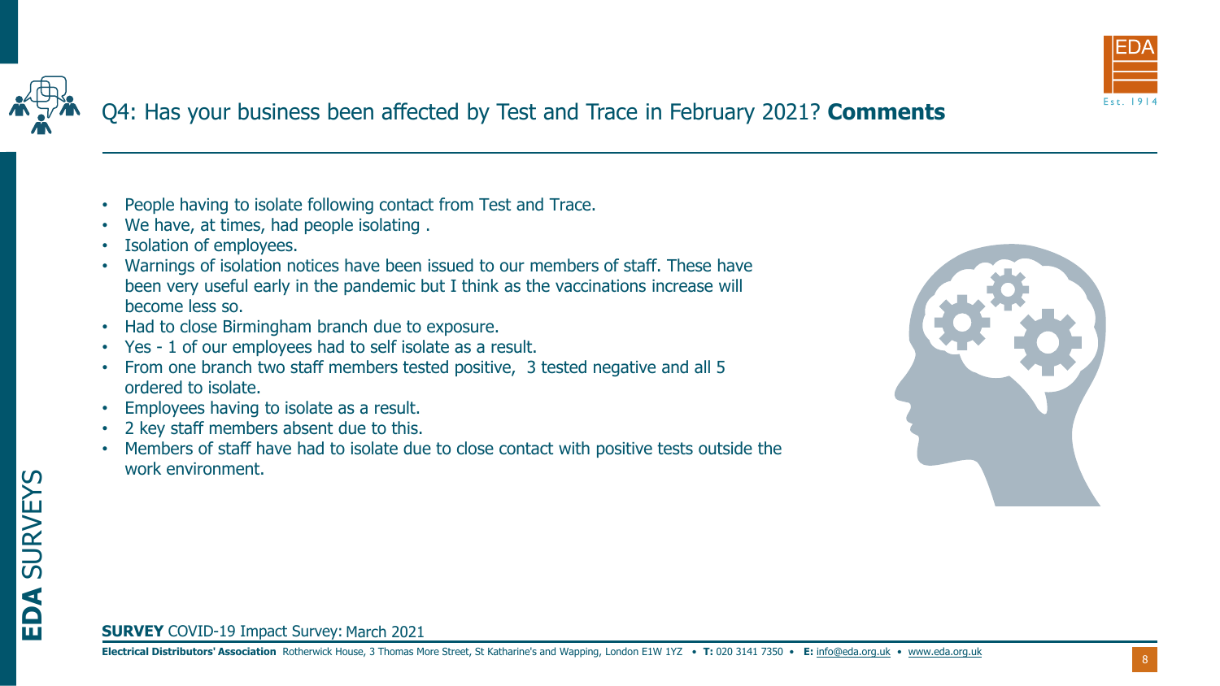## Q4: Has your business been affected by Test and Trace in February 2021? **Comments**

- People having to isolate following contact from Test and Trace.
- We have, at times, had people isolating .
- Isolation of employees.
- Warnings of isolation notices have been issued to our members of staff. These have been very useful early in the pandemic but I think as the vaccinations increase will become less so.
- Had to close Birmingham branch due to exposure.
- Yes - 1 of our employees had to self isolate as a result.
- From one branch two staff members tested positive, 3 tested negative and all 5 ordered to isolate.
- Employees having to isolate as a result.
- 2 key staff members absent due to this.
- Members of staff have had to isolate due to close contact with positive tests outside the work environment.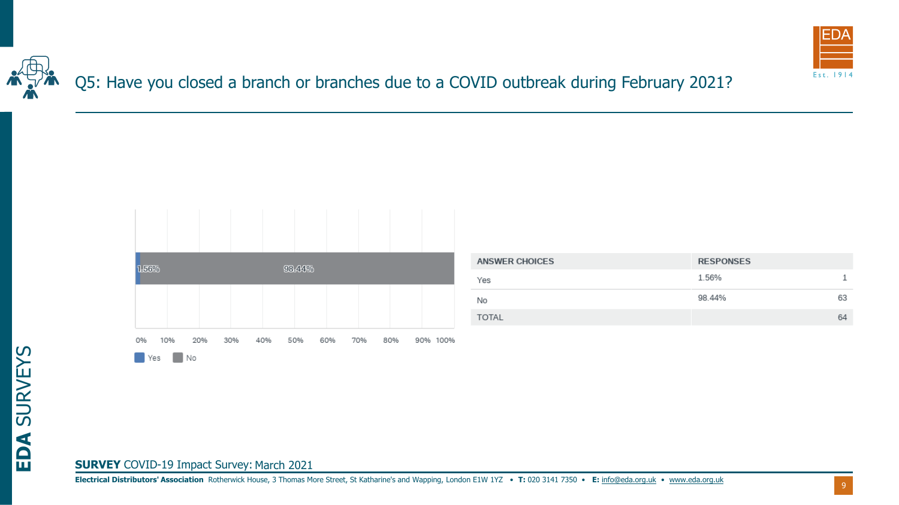# Q5: Have you closed a branch or branches due to a COVID outbreak during February 2021?

1.56% | 98.44%

0% 10% 20% 30% 40% 50% 60% 70% 80% 90% 100%

Yes | No

| ANSWER CHOICES | RESPONSES | |
|---|---|---|
| Yes | 1.56% | 1 |
| No | 98.44% | 63 |
| TOTAL | | 64 |

**SURVEY** COVID-19 Impact Survey: March 2021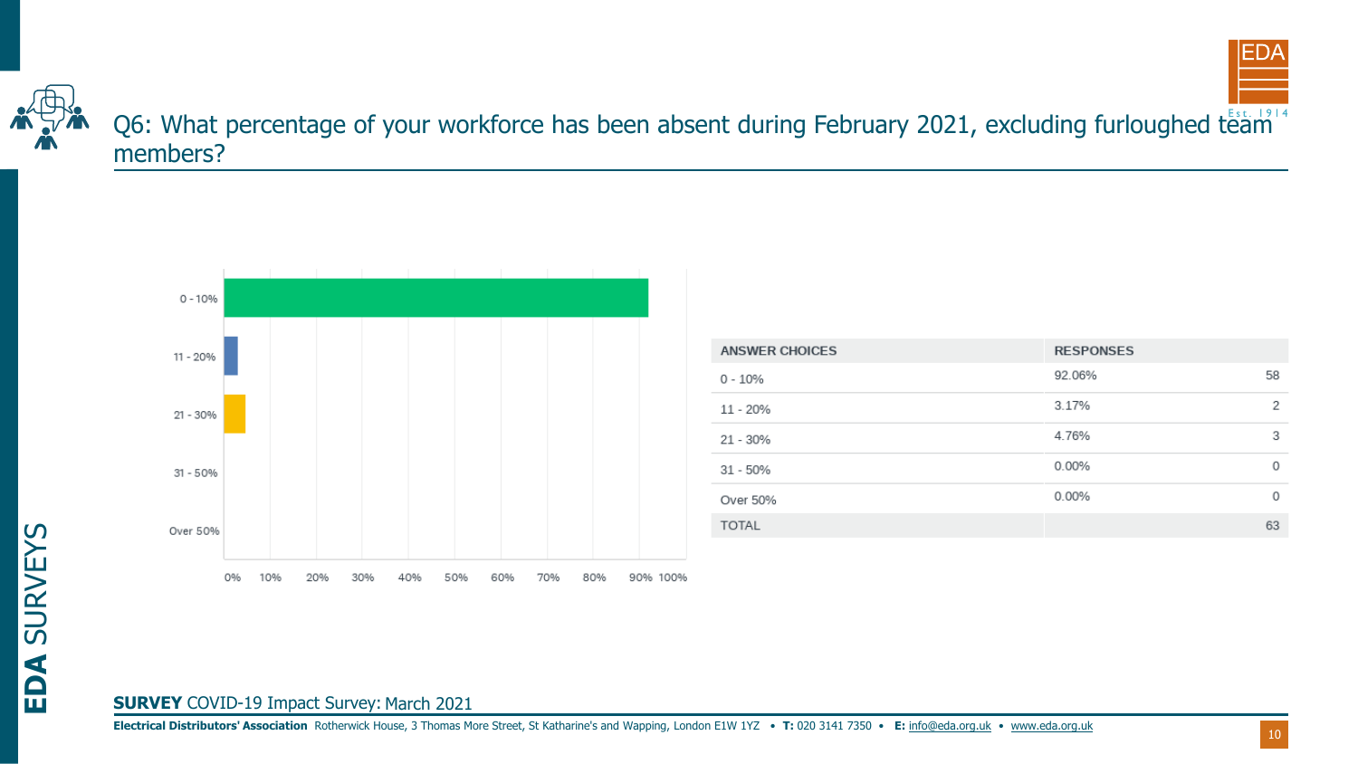## Q6: What percentage of your workforce has been absent during February 2021, excluding furloughed team members?

| ANSWER CHOICES | RESPONSES | |
|---|---|---|
| 0 - 10% | 92.06% | 58 |
| 11 - 20% | 3.17% | 2 |
| 21 - 30% | 4.76% | 3 |
| 31 - 50% | 0.00% | 0 |
| Over 50% | 0.00% | 0 |
| TOTAL | | 63 |

**SURVEY** COVID-19 Impact Survey: March 2021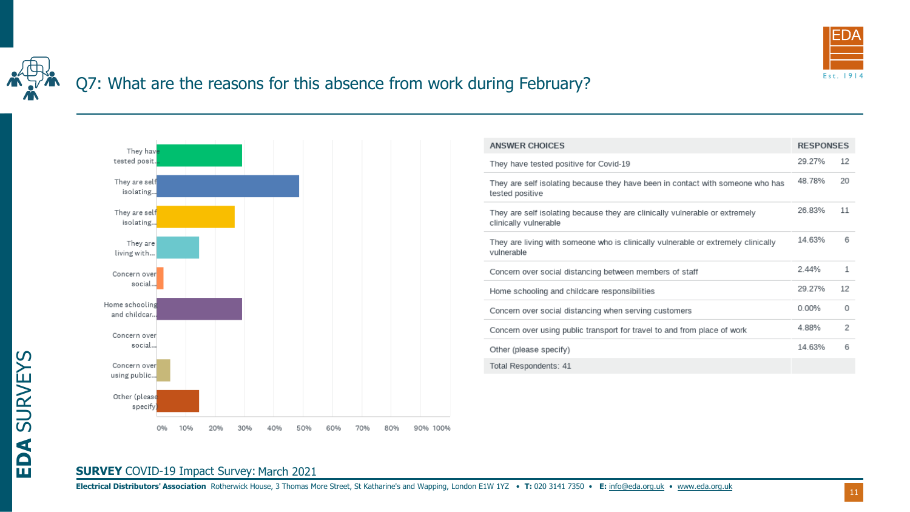## Q7: What are the reasons for this absence from work during February?

| ANSWER CHOICES | RESPONSES | |
|---|---|---|
| They have tested positive for Covid-19 | 29.27% | 12 |
| They are self isolating because they have been in contact with someone who has tested positive | 48.78% | 20 |
| They are self isolating because they are clinically vulnerable or extremely clinically vulnerable | 26.83% | 11 |
| They are living with someone who is clinically vulnerable or extremely clinically vulnerable | 14.63% | 6 |
| Concern over social distancing between members of staff | 2.44% | 1 |
| Home schooling and childcare responsibilities | 29.27% | 12 |
| Concern over social distancing when serving customers | 0.00% | 0 |
| Concern over using public transport for travel to and from place of work | 4.88% | 2 |
| Other (please specify) | 14.63% | 6 |
| Total Respondents: 41 | | |

**SURVEY** COVID-19 Impact Survey: March 2021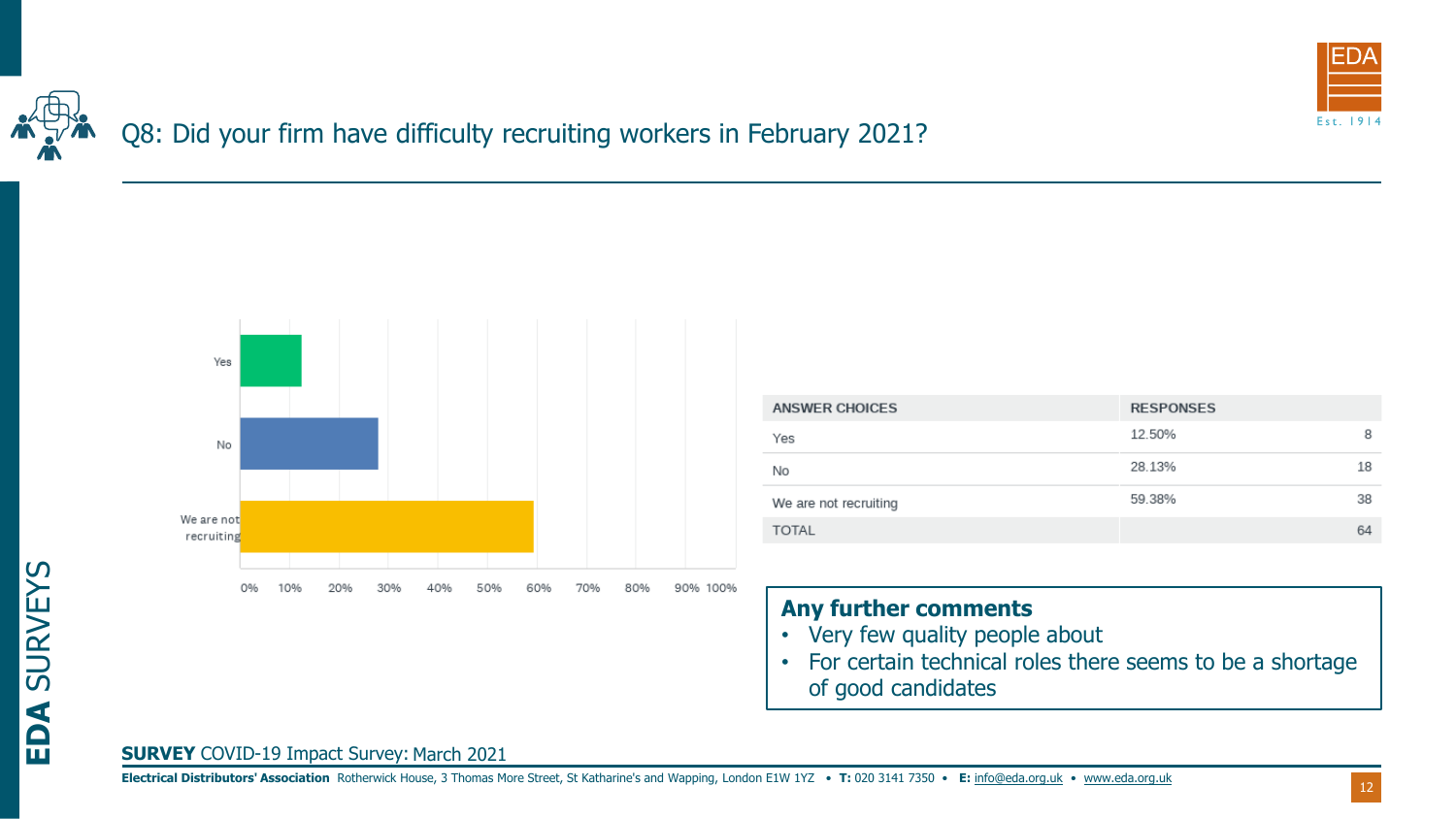## Q8: Did your firm have difficulty recruiting workers in February 2021?

| ANSWER CHOICES | RESPONSES | |
|---|---|---|
| Yes | 12.50% | 8 |
| No | 28.13% | 18 |
| We are not recruiting | 59.38% | 38 |
| TOTAL | | 64 |

**Any further comments**

- Very few quality people about
- For certain technical roles there seems to be a shortage of good candidates

**SURVEY** COVID-19 Impact Survey: March 2021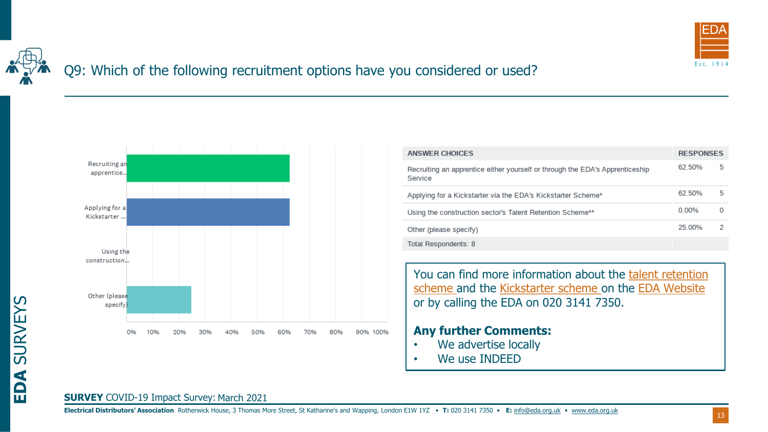## Q9: Which of the following recruitment options have you considered or used?

| ANSWER CHOICES | RESPONSES | |
|---|---|---|
| Recruiting an apprentice either yourself or through the EDA's Apprenticeship Service | 62.50% | 5 |
| Applying for a Kickstarter via the EDA's Kickstarter Scheme* | 62.50% | 5 |
| Using the construction sector's Talent Retention Scheme** | 0.00% | 0 |
| Other (please specify) | 25.00% | 2 |
| Total Respondents: 8 | | |

You can find more information about the talent retention scheme and the Kickstarter scheme on the EDA Website or by calling the EDA on 020 3141 7350.

**Any further Comments:**

- We advertise locally
- We use INDEED

**SURVEY** COVID-19 Impact Survey: March 2021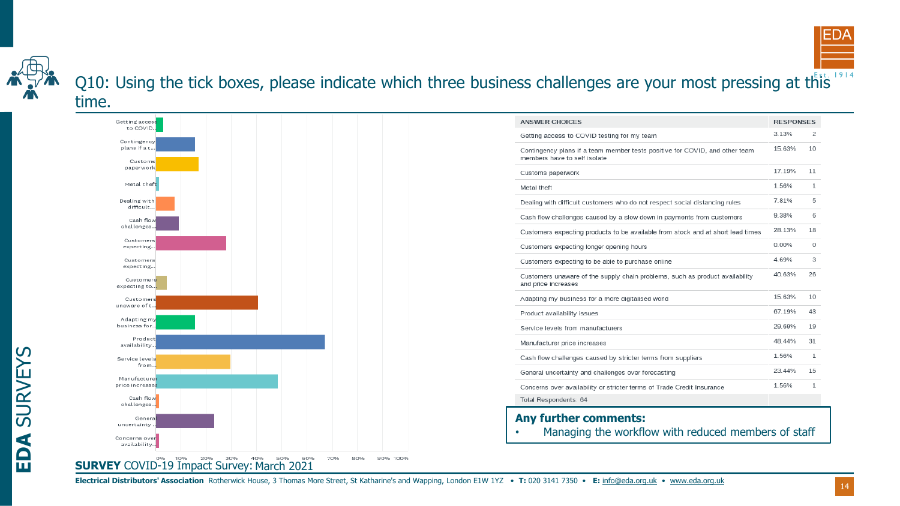# Q10: Using the tick boxes, please indicate which three business challenges are your most pressing at this time.

| ANSWER CHOICES | RESPONSES | |
|---|---|---|
| Getting access to COVID testing for my team | 3.13% | 2 |
| Contingency plans if a team member tests positive for COVID, and other team members have to self isolate | 15.63% | 10 |
| Customs paperwork | 17.19% | 11 |
| Metal theft | 1.56% | 1 |
| Dealing with difficult customers who do not respect social distancing rules | 7.81% | 5 |
| Cash flow challenges caused by a slow down in payments from customers | 9.38% | 6 |
| Customers expecting products to be available from stock and at short lead times | 28.13% | 18 |
| Customers expecting longer opening hours | 0.00% | 0 |
| Customers expecting to be able to purchase online | 4.69% | 3 |
| Customers unaware of the supply chain problems, such as product availability and price increases | 40.63% | 26 |
| Adapting my business for a more digitalised world | 15.63% | 10 |
| Product availability issues | 67.19% | 43 |
| Service levels from manufacturers | 29.69% | 19 |
| Manufacturer price increases | 48.44% | 31 |
| Cash flow challenges caused by stricter terms from suppliers | 1.56% | 1 |
| General uncertainty and challenges over forecasting | 23.44% | 15 |
| Concerns over availability or stricter terms of Trade Credit Insurance | 1.56% | 1 |
| Total Respondents: 64 | | |

**Any further comments:**

- Managing the workflow with reduced members of staff

**SURVEY** COVID-19 Impact Survey: March 2021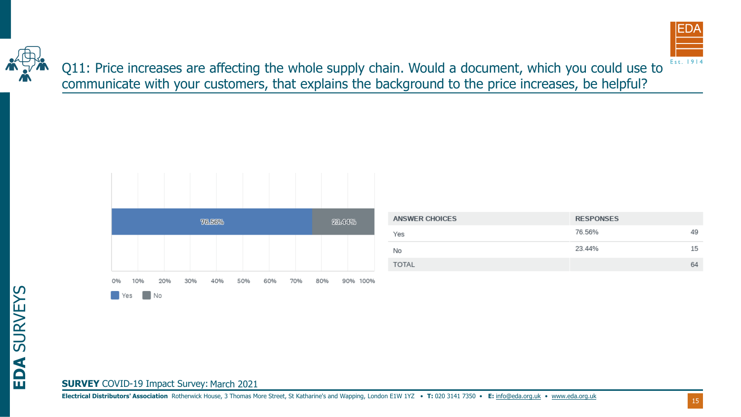## Q11: Price increases are affecting the whole supply chain. Would a document, which you could use to communicate with your customers, that explains the background to the price increases, be helpful?

| ANSWER CHOICES | RESPONSES | |
|---|---|---|
| Yes | 76.56% | 49 |
| No | 23.44% | 15 |
| TOTAL | | 64 |

**SURVEY** COVID-19 Impact Survey: March 2021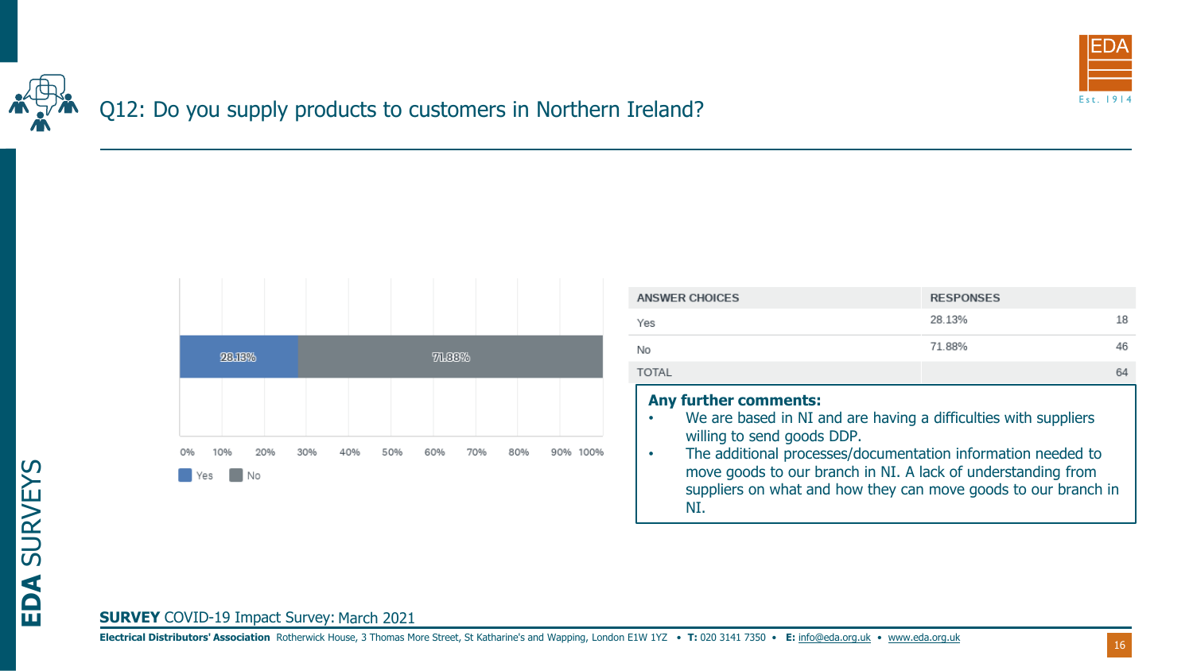# Q12: Do you supply products to customers in Northern Ireland?

| ANSWER CHOICES | RESPONSES | |
|---|---|---|
| Yes | 28.13% | 18 |
| No | 71.88% | 46 |
| TOTAL | | 64 |

**Any further comments:**

- We are based in NI and are having a difficulties with suppliers willing to send goods DDP.
- The additional processes/documentation information needed to move goods to our branch in NI. A lack of understanding from suppliers on what and how they can move goods to our branch in NI.

**SURVEY** COVID-19 Impact Survey: March 2021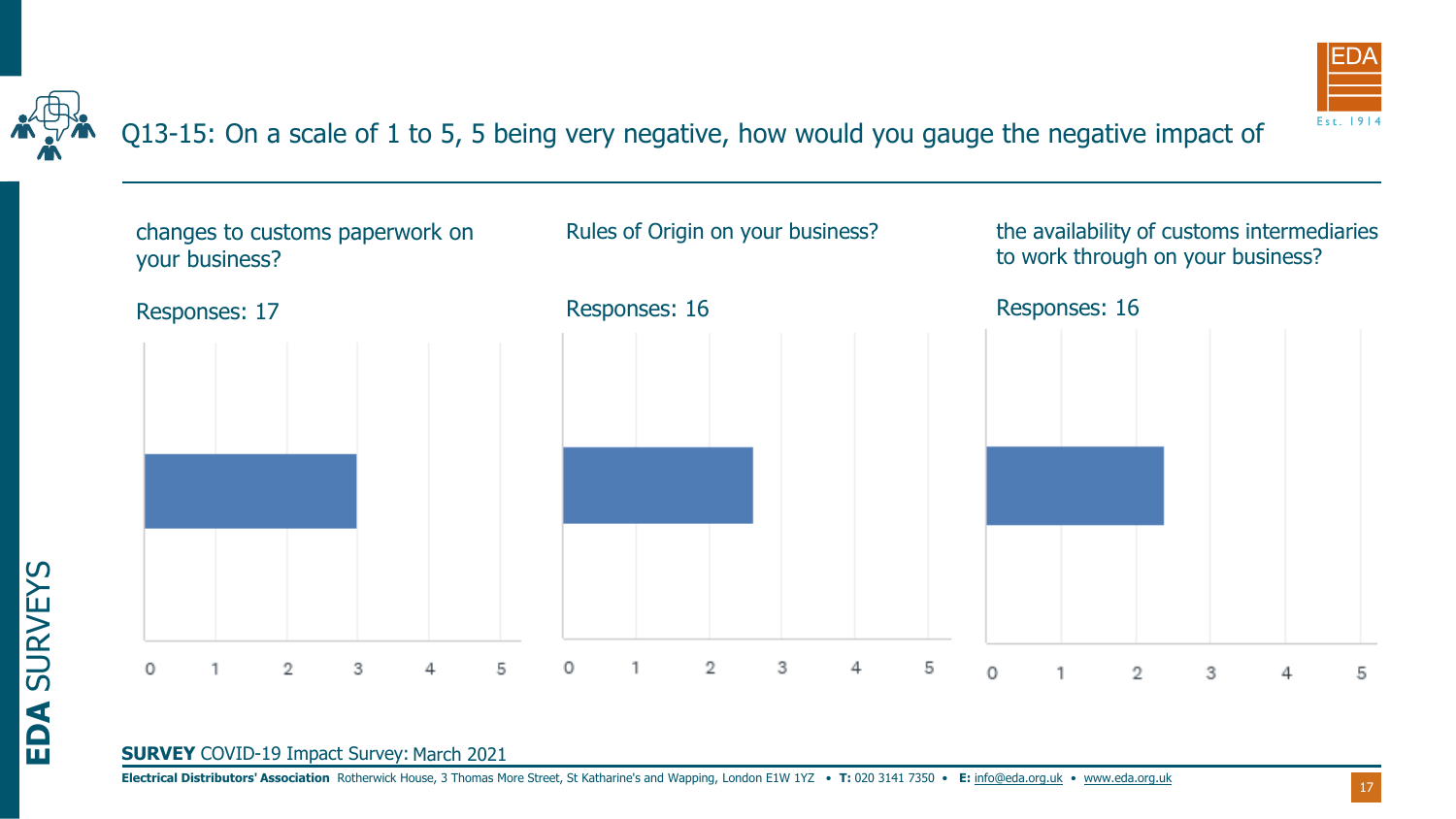# Q13-15: On a scale of 1 to 5, 5 being very negative, how would you gauge the negative impact of

changes to customs paperwork on your business?

Responses: 17

Rules of Origin on your business?

Responses: 16

the availability of customs intermediaries to work through on your business?

Responses: 16

**SURVEY** COVID-19 Impact Survey: March 2021

**Electrical Distributors' Association** Rotherwick House, 3 Thomas More Street, St Katharine's and Wapping, London E1W 1YZ • **T:** 020 3141 7350 • **E:** info@eda.org.uk • www.eda.org.uk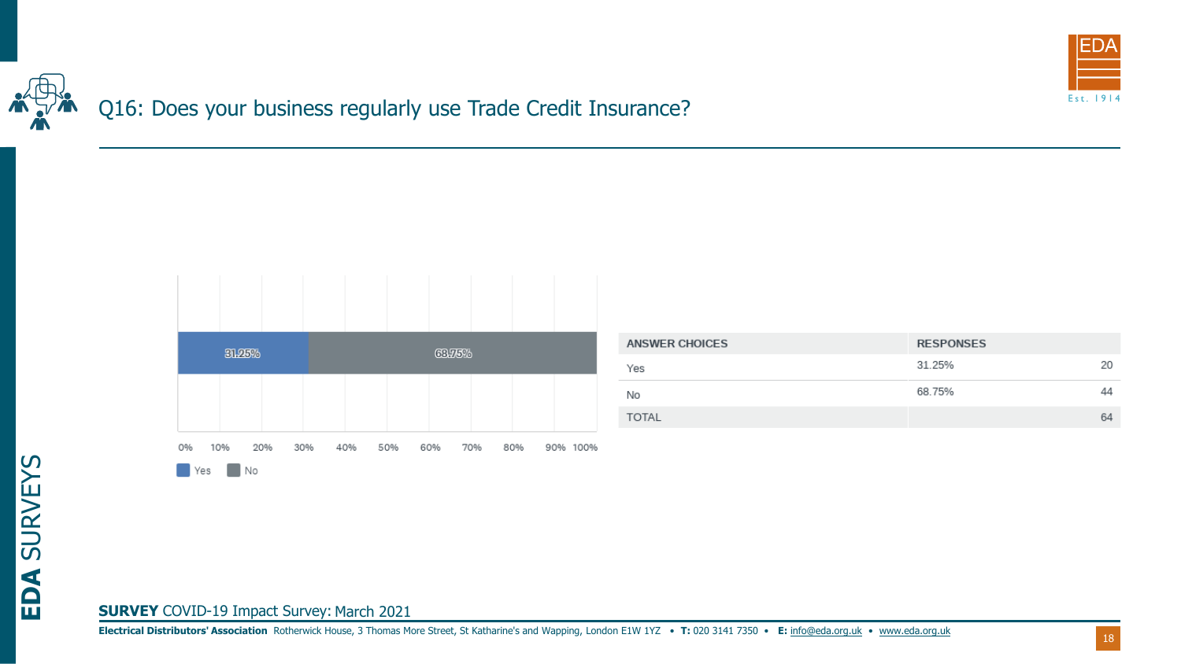# Q16: Does your business regularly use Trade Credit Insurance?

| ANSWER CHOICES | RESPONSES | |
|---|---|---|
| Yes | 31.25% | 20 |
| No | 68.75% | 44 |
| TOTAL | | 64 |

**SURVEY** COVID-19 Impact Survey: March 2021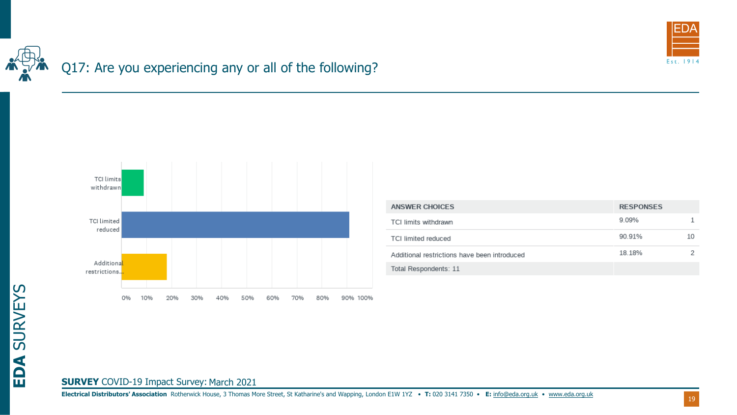## Q17: Are you experiencing any or all of the following?

| ANSWER CHOICES | RESPONSES | |
|---|---|---|
| TCI limits withdrawn | 9.09% | 1 |
| TCI limited reduced | 90.91% | 10 |
| Additional restrictions have been introduced | 18.18% | 2 |
| Total Respondents: 11 | | |

**SURVEY** COVID-19 Impact Survey: March 2021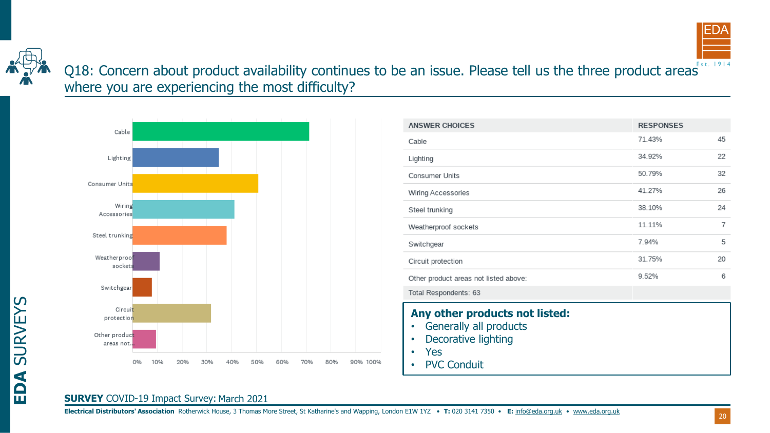# Q18: Concern about product availability continues to be an issue. Please tell us the three product areas where you are experiencing the most difficulty?

| ANSWER CHOICES | RESPONSES | |
|---|---|---|
| Cable | 71.43% | 45 |
| Lighting | 34.92% | 22 |
| Consumer Units | 50.79% | 32 |
| Wiring Accessories | 41.27% | 26 |
| Steel trunking | 38.10% | 24 |
| Weatherproof sockets | 11.11% | 7 |
| Switchgear | 7.94% | 5 |
| Circuit protection | 31.75% | 20 |
| Other product areas not listed above: | 9.52% | 6 |
| Total Respondents: 63 | | |

**Any other products not listed:**

- Generally all products
- Decorative lighting
- Yes
- PVC Conduit

**SURVEY** COVID-19 Impact Survey: March 2021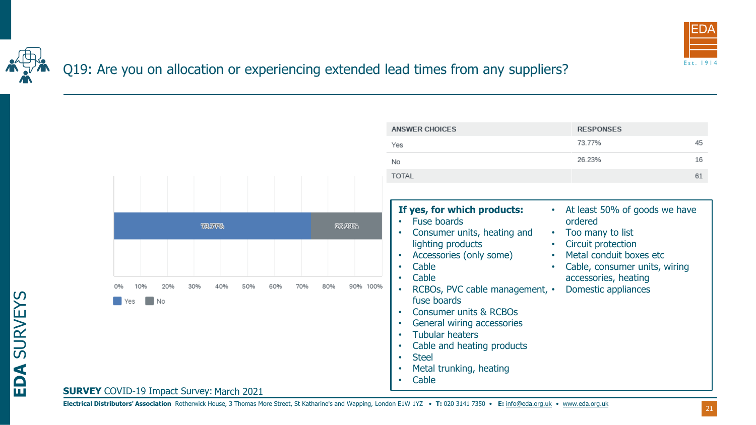## Q19: Are you on allocation or experiencing extended lead times from any suppliers?

| ANSWER CHOICES | RESPONSES | |
|---|---|---|
| Yes | 73.77% | 45 |
| No | 26.23% | 16 |
| TOTAL | | 61 |

Yes 73.77% | No 26.23%

**If yes, for which products:**

- Fuse boards
- Consumer units, heating and lighting products
- Accessories (only some)
- Cable
- Cable
- RCBOs, PVC cable management, fuse boards
- Consumer units & RCBOs
- General wiring accessories
- Tubular heaters
- Cable and heating products
- Steel
- Metal trunking, heating
- Cable
- At least 50% of goods we have ordered
- Too many to list
- Circuit protection
- Metal conduit boxes etc
- Cable, consumer units, wiring accessories, heating
- Domestic appliances

**SURVEY** COVID-19 Impact Survey: March 2021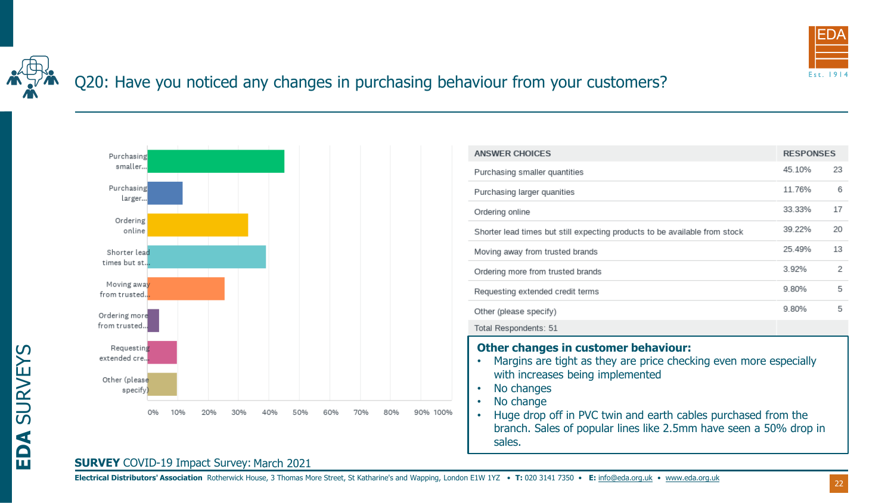# Q20: Have you noticed any changes in purchasing behaviour from your customers?

| ANSWER CHOICES | RESPONSES | |
|---|---|---|
| Purchasing smaller quantities | 45.10% | 23 |
| Purchasing larger quanities | 11.76% | 6 |
| Ordering online | 33.33% | 17 |
| Shorter lead times but still expecting products to be available from stock | 39.22% | 20 |
| Moving away from trusted brands | 25.49% | 13 |
| Ordering more from trusted brands | 3.92% | 2 |
| Requesting extended credit terms | 9.80% | 5 |
| Other (please specify) | 9.80% | 5 |
| Total Respondents: 51 | | |

**Other changes in customer behaviour:**

- Margins are tight as they are price checking even more especially with increases being implemented
- No changes
- No change
- Huge drop off in PVC twin and earth cables purchased from the branch. Sales of popular lines like 2.5mm have seen a 50% drop in sales.

**SURVEY** COVID-19 Impact Survey: March 2021

**Electrical Distributors' Association** Rotherwick House, 3 Thomas More Street, St Katharine's and Wapping, London E1W 1YZ • **T:** 020 3141 7350 • **E:** info@eda.org.uk • www.eda.org.uk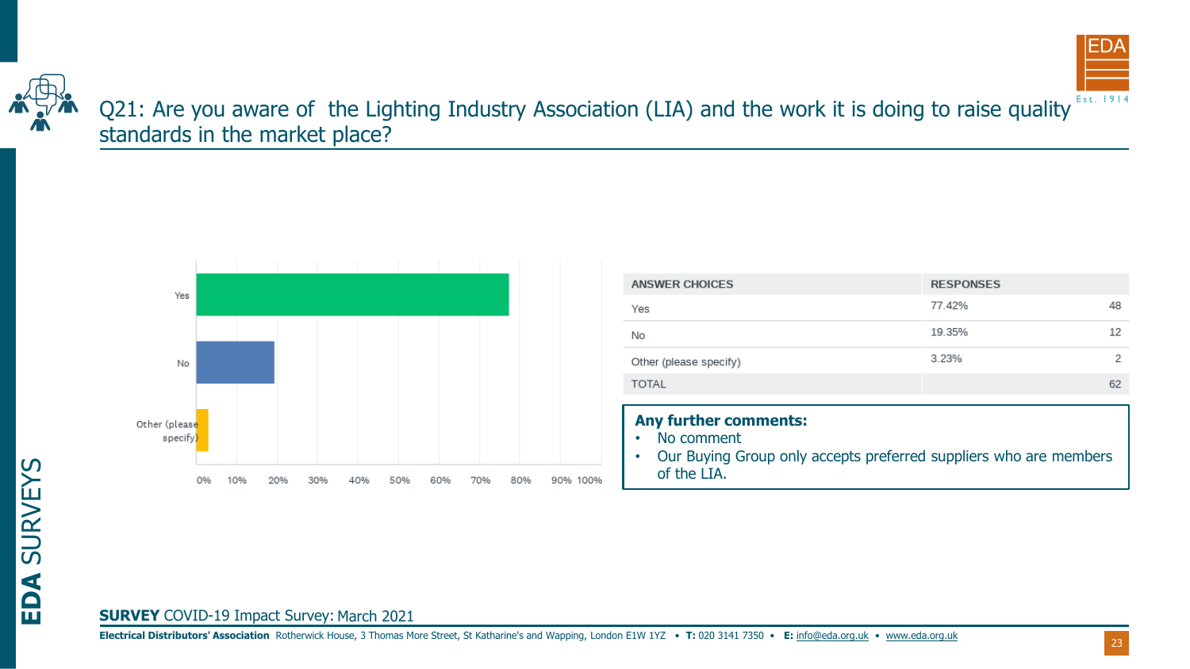## Q21: Are you aware of the Lighting Industry Association (LIA) and the work it is doing to raise quality standards in the market place?

| ANSWER CHOICES | RESPONSES | |
|---|---|---|
| Yes | 77.42% | 48 |
| No | 19.35% | 12 |
| Other (please specify) | 3.23% | 2 |
| TOTAL | | 62 |

**Any further comments:**

- No comment
- Our Buying Group only accepts preferred suppliers who are members of the LIA.

**SURVEY** COVID-19 Impact Survey: March 2021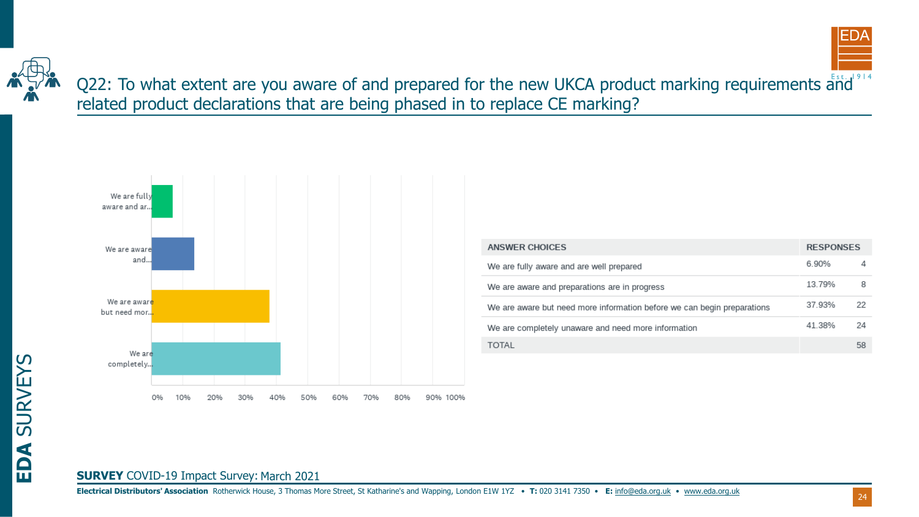# Q22: To what extent are you aware of and prepared for the new UKCA product marking requirements and related product declarations that are being phased in to replace CE marking?

| ANSWER CHOICES | RESPONSES | |
|---|---|---|
| We are fully aware and are well prepared | 6.90% | 4 |
| We are aware and preparations are in progress | 13.79% | 8 |
| We are aware but need more information before we can begin preparations | 37.93% | 22 |
| We are completely unaware and need more information | 41.38% | 24 |
| TOTAL | | 58 |

**SURVEY** COVID-19 Impact Survey: March 2021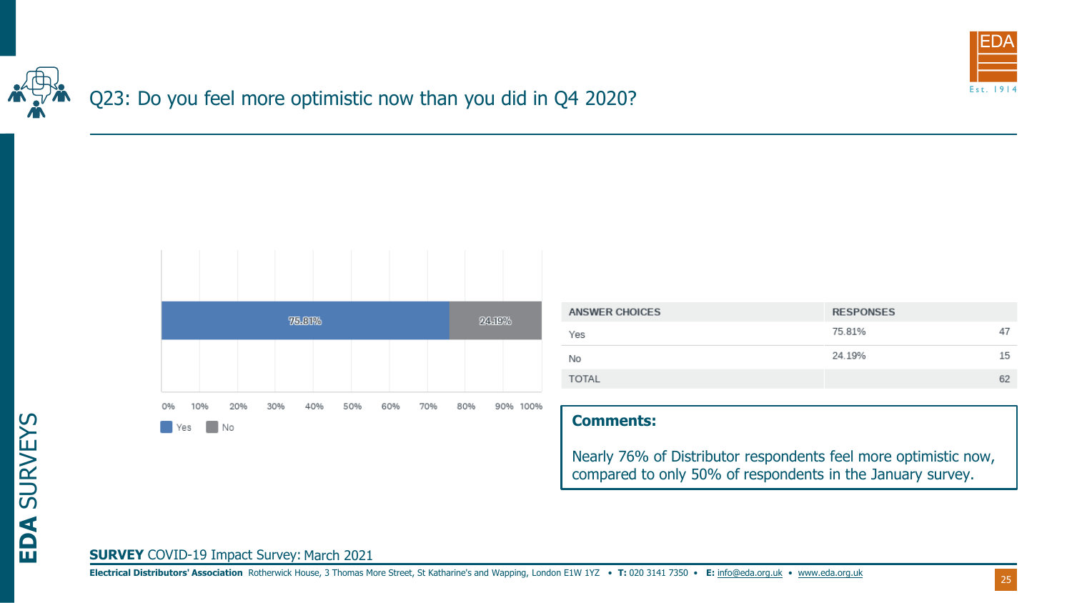# Q23: Do you feel more optimistic now than you did in Q4 2020?

| ANSWER CHOICES | RESPONSES | |
|---|---|---|
| Yes | 75.81% | 47 |
| No | 24.19% | 15 |
| TOTAL | | 62 |

**Comments:**

Nearly 76% of Distributor respondents feel more optimistic now, compared to only 50% of respondents in the January survey.

**SURVEY** COVID-19 Impact Survey: March 2021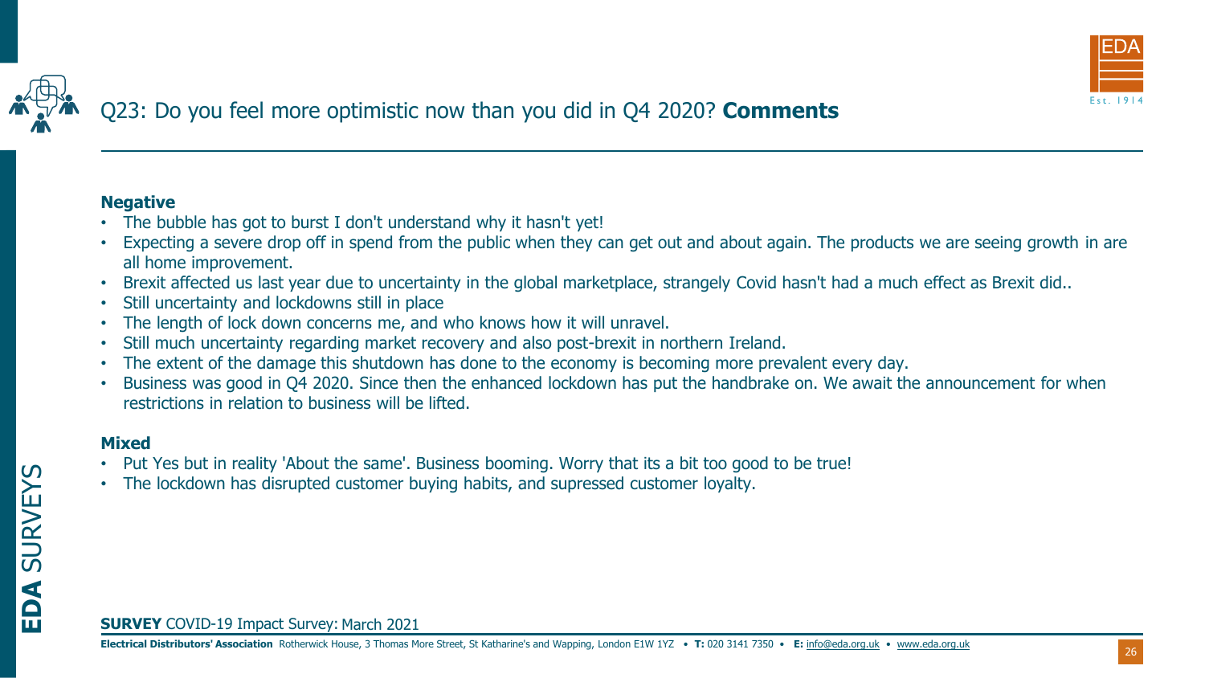# Q23: Do you feel more optimistic now than you did in Q4 2020? **Comments**

**Negative**

- The bubble has got to burst I don't understand why it hasn't yet!
- Expecting a severe drop off in spend from the public when they can get out and about again. The products we are seeing growth in are all home improvement.
- Brexit affected us last year due to uncertainty in the global marketplace, strangely Covid hasn't had a much effect as Brexit did..
- Still uncertainty and lockdowns still in place
- The length of lock down concerns me, and who knows how it will unravel.
- Still much uncertainty regarding market recovery and also post-brexit in northern Ireland.
- The extent of the damage this shutdown has done to the economy is becoming more prevalent every day.
- Business was good in Q4 2020. Since then the enhanced lockdown has put the handbrake on. We await the announcement for when restrictions in relation to business will be lifted.

**Mixed**

- Put Yes but in reality 'About the same'. Business booming. Worry that its a bit too good to be true!
- The lockdown has disrupted customer buying habits, and supressed customer loyalty.

**SURVEY** COVID-19 Impact Survey: March 2021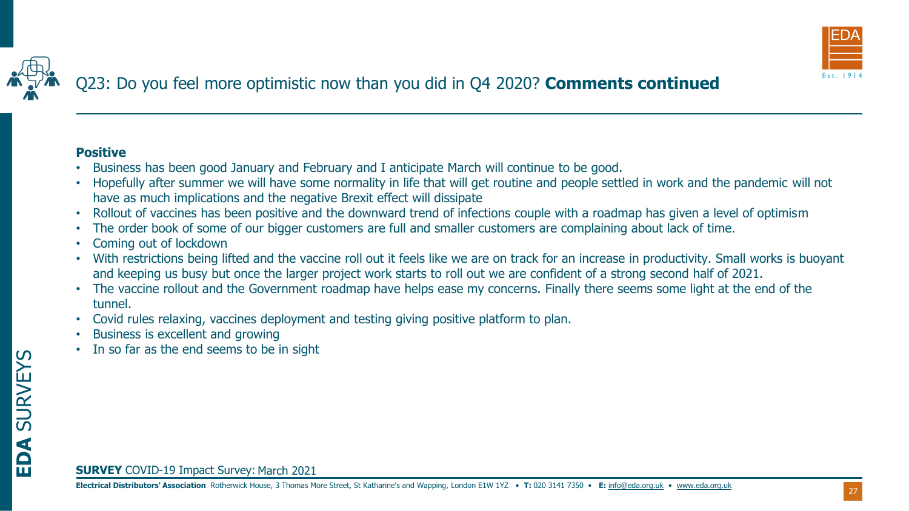# Q23: Do you feel more optimistic now than you did in Q4 2020? **Comments continued**

**Positive**

- Business has been good January and February and I anticipate March will continue to be good.
- Hopefully after summer we will have some normality in life that will get routine and people settled in work and the pandemic will not have as much implications and the negative Brexit effect will dissipate
- Rollout of vaccines has been positive and the downward trend of infections couple with a roadmap has given a level of optimism
- The order book of some of our bigger customers are full and smaller customers are complaining about lack of time.
- Coming out of lockdown
- With restrictions being lifted and the vaccine roll out it feels like we are on track for an increase in productivity. Small works is buoyant and keeping us busy but once the larger project work starts to roll out we are confident of a strong second half of 2021.
- The vaccine rollout and the Government roadmap have helps ease my concerns. Finally there seems some light at the end of the tunnel.
- Covid rules relaxing, vaccines deployment and testing giving positive platform to plan.
- Business is excellent and growing
- In so far as the end seems to be in sight